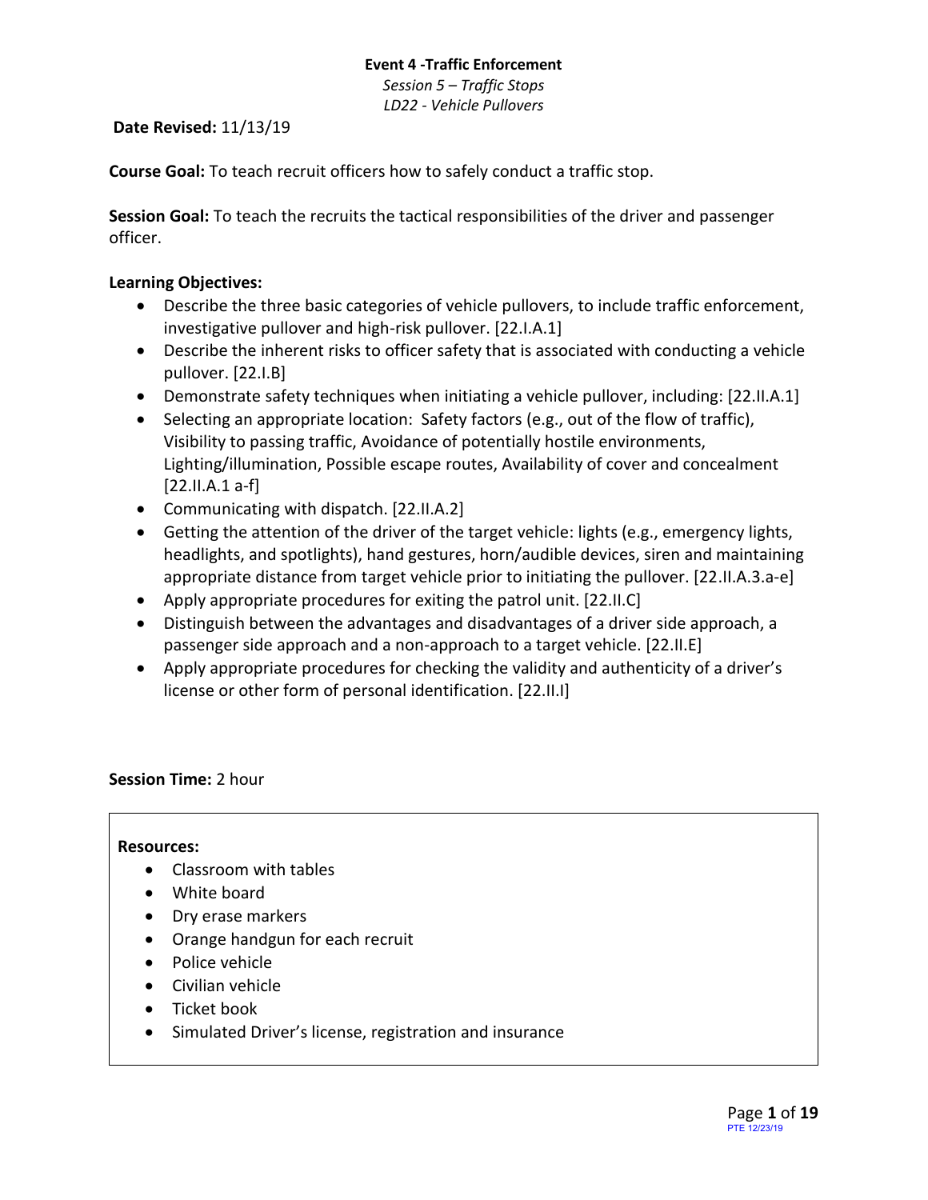**Event 4 -Traffic Enforcement**

*Session 5 – Traffic Stops*

*LD22 - Vehicle Pullovers*

**Date Revised:** 11/13/19

**Course Goal:** To teach recruit officers how to safely conduct a traffic stop.

**Session Goal:** To teach the recruits the tactical responsibilities of the driver and passenger officer.

**Learning Objectives:**

- Describe the three basic categories of vehicle pullovers, to include traffic enforcement, investigative pullover and high-risk pullover. [22.I.A.1]
- Describe the inherent risks to officer safety that is associated with conducting a vehicle pullover. [22.I.B]
- Demonstrate safety techniques when initiating a vehicle pullover, including: [22.II.A.1]
- Selecting an appropriate location: Safety factors (e.g., out of the flow of traffic), Visibility to passing traffic, Avoidance of potentially hostile environments, Lighting/illumination, Possible escape routes, Availability of cover and concealment [22.II.A.1 a-f]
- Communicating with dispatch. [22.II.A.2]
- Getting the attention of the driver of the target vehicle: lights (e.g., emergency lights, headlights, and spotlights), hand gestures, horn/audible devices, siren and maintaining appropriate distance from target vehicle prior to initiating the pullover. [22.II.A.3.a-e]
- Apply appropriate procedures for exiting the patrol unit. [22.II.C]
- Distinguish between the advantages and disadvantages of a driver side approach, a passenger side approach and a non-approach to a target vehicle. [22.II.E]
- Apply appropriate procedures for checking the validity and authenticity of a driver's license or other form of personal identification. [22.II.I]

**Session Time:** 2 hour

**Resources:**

- Classroom with tables
- White board
- Dry erase markers
- Orange handgun for each recruit
- Police vehicle
- Civilian vehicle
- Ticket book
- Simulated Driver's license, registration and insurance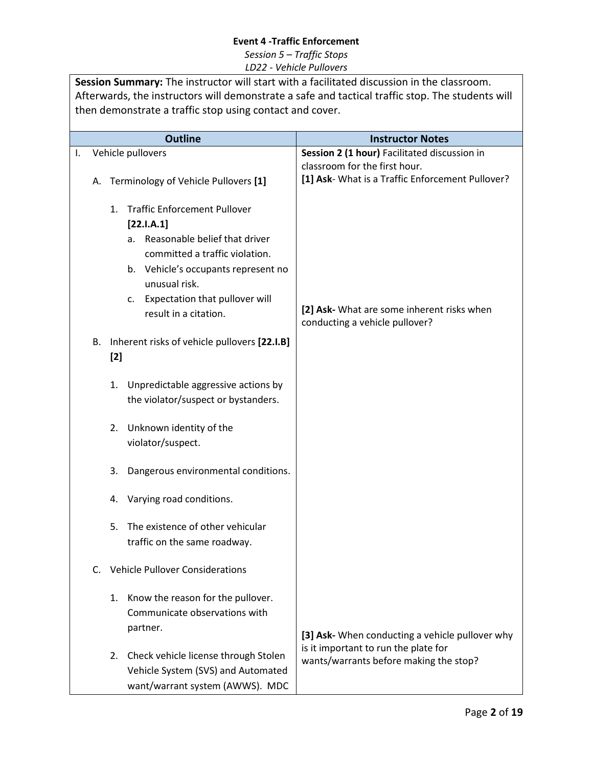**Event 4 -Traffic Enforcement**

*Session 5 – Traffic Stops*

*LD22 - Vehicle Pullovers*

**Session Summary:** The instructor will start with a facilitated discussion in the classroom. Afterwards, the instructors will demonstrate a safe and tactical traffic stop. The students will then demonstrate a traffic stop using contact and cover.

| Outline | Instructor Notes |
|---|---|
| I. Vehicle pullovers<br><br>A. Terminology of Vehicle Pullovers **[1]**<br><br>1. Traffic Enforcement Pullover **[22.I.A.1]**<br>a. Reasonable belief that driver committed a traffic violation.<br>b. Vehicle's occupants represent no unusual risk.<br>c. Expectation that pullover will result in a citation. | **Session 2 (1 hour)** Facilitated discussion in classroom for the first hour.<br>**[1] Ask**- What is a Traffic Enforcement Pullover?<br><br>**[2] Ask-** What are some inherent risks when conducting a vehicle pullover? |
| B. Inherent risks of vehicle pullovers **[22.I.B] [2]**<br><br>1. Unpredictable aggressive actions by the violator/suspect or bystanders.<br><br>2. Unknown identity of the violator/suspect.<br><br>3. Dangerous environmental conditions.<br><br>4. Varying road conditions.<br><br>5. The existence of other vehicular traffic on the same roadway. | |
| C. Vehicle Pullover Considerations<br><br>1. Know the reason for the pullover. Communicate observations with partner.<br><br>2. Check vehicle license through Stolen Vehicle System (SVS) and Automated want/warrant system (AWWS). MDC | **[3] Ask-** When conducting a vehicle pullover why is it important to run the plate for wants/warrants before making the stop? |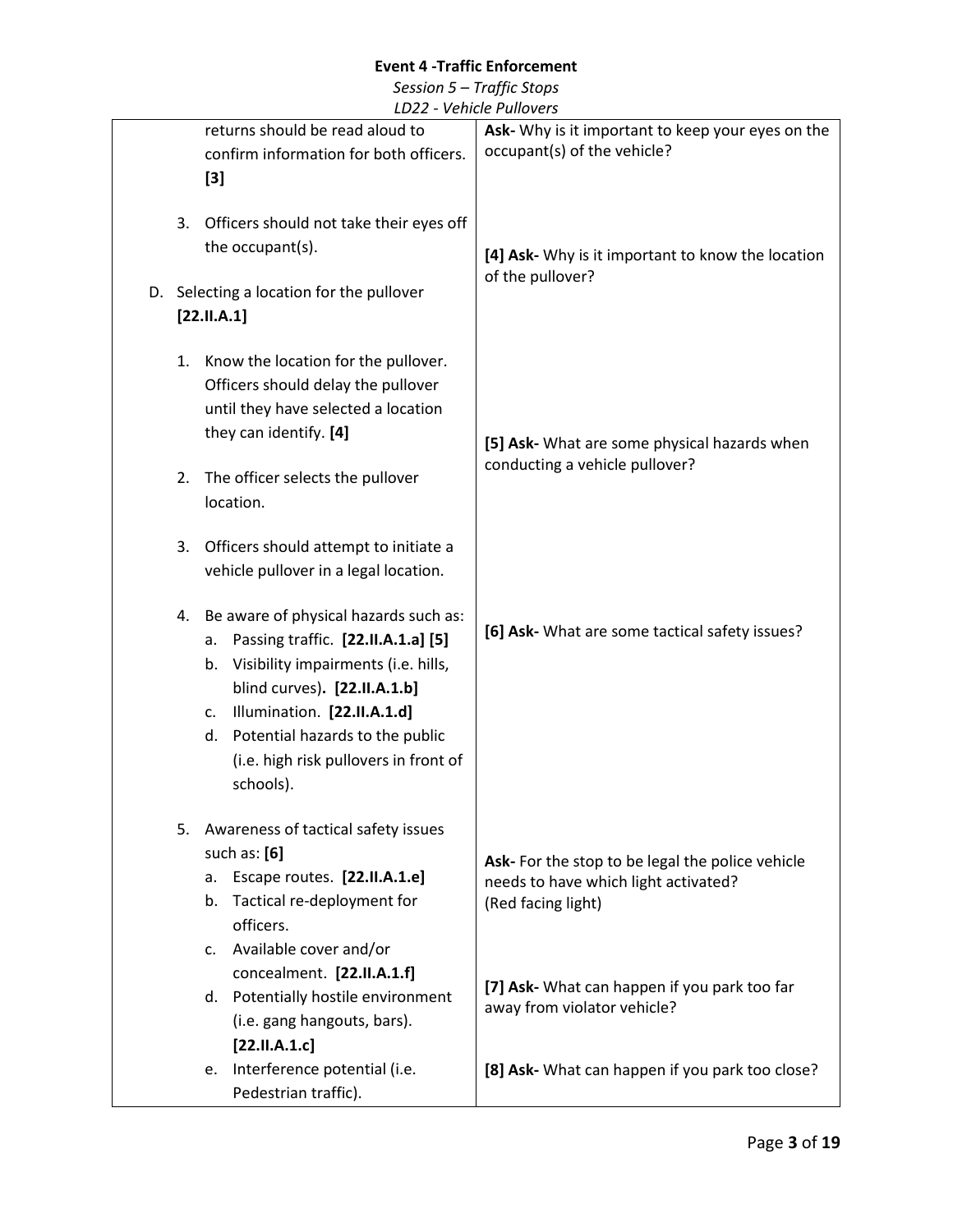| | |
|---|---|
| returns should be read aloud to confirm information for both officers. **[3]**<br><br>3. Officers should not take their eyes off the occupant(s).<br><br>D. Selecting a location for the pullover **[22.II.A.1]**<br><br>1. Know the location for the pullover. Officers should delay the pullover until they have selected a location they can identify. **[4]**<br><br>2. The officer selects the pullover location.<br><br>3. Officers should attempt to initiate a vehicle pullover in a legal location.<br><br>4. Be aware of physical hazards such as:<br>a. Passing traffic. **[22.II.A.1.a] [5]**<br>b. Visibility impairments (i.e. hills, blind curves). **[22.II.A.1.b]**<br>c. Illumination. **[22.II.A.1.d]**<br>d. Potential hazards to the public (i.e. high risk pullovers in front of schools).<br><br>5. Awareness of tactical safety issues such as: **[6]**<br>a. Escape routes. **[22.II.A.1.e]**<br>b. Tactical re-deployment for officers.<br>c. Available cover and/or concealment. **[22.II.A.1.f]**<br>d. Potentially hostile environment (i.e. gang hangouts, bars). **[22.II.A.1.c]**<br>e. Interference potential (i.e. Pedestrian traffic). | **Ask-** Why is it important to keep your eyes on the occupant(s) of the vehicle?<br><br>**[4] Ask-** Why is it important to know the location of the pullover?<br><br>**[5] Ask-** What are some physical hazards when conducting a vehicle pullover?<br><br>**[6] Ask-** What are some tactical safety issues?<br><br>**Ask-** For the stop to be legal the police vehicle needs to have which light activated? (Red facing light)<br><br>**[7] Ask-** What can happen if you park too far away from violator vehicle?<br><br>**[8] Ask-** What can happen if you park too close? |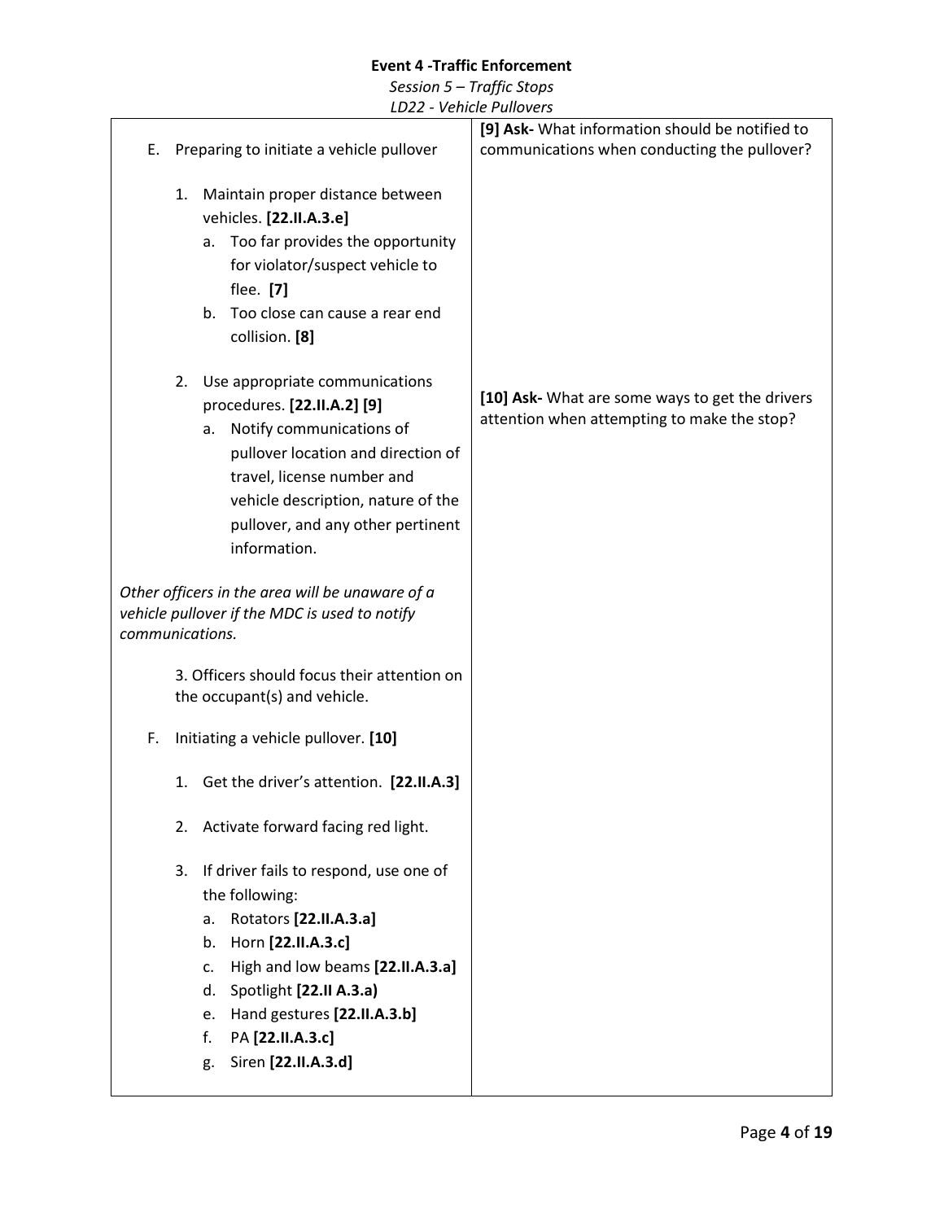**Event 4 -Traffic Enforcement**

*Session 5 – Traffic Stops*

*LD22 - Vehicle Pullovers*

| | |
|---|---|
| E. Preparing to initiate a vehicle pullover<br><br>1. Maintain proper distance between vehicles. **[22.II.A.3.e]**<br>a. Too far provides the opportunity for violator/suspect vehicle to flee. **[7]**<br>b. Too close can cause a rear end collision. **[8]**<br><br>2. Use appropriate communications procedures. **[22.II.A.2] [9]**<br>a. Notify communications of pullover location and direction of travel, license number and vehicle description, nature of the pullover, and any other pertinent information.<br><br>*Other officers in the area will be unaware of a vehicle pullover if the MDC is used to notify communications.*<br><br>3. Officers should focus their attention on the occupant(s) and vehicle.<br><br>F. Initiating a vehicle pullover. **[10]**<br><br>1. Get the driver's attention. **[22.II.A.3]**<br><br>2. Activate forward facing red light.<br><br>3. If driver fails to respond, use one of the following:<br>a. Rotators **[22.II.A.3.a]**<br>b. Horn **[22.II.A.3.c]**<br>c. High and low beams **[22.II.A.3.a]**<br>d. Spotlight **[22.II A.3.a)**<br>e. Hand gestures **[22.II.A.3.b]**<br>f. PA **[22.II.A.3.c]**<br>g. Siren **[22.II.A.3.d]** | **[9] Ask-** What information should be notified to communications when conducting the pullover?<br><br>**[10] Ask-** What are some ways to get the drivers attention when attempting to make the stop? |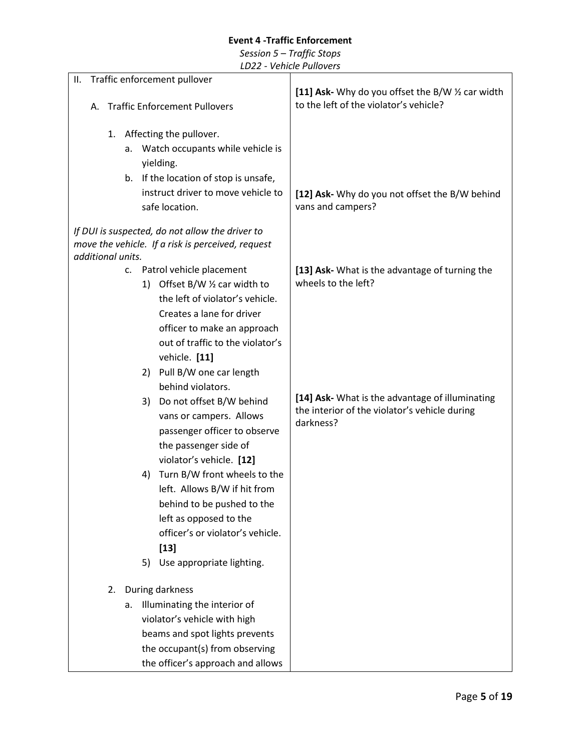II. Traffic enforcement pullover

A. Traffic Enforcement Pullovers

1. Affecting the pullover.
   a. Watch occupants while vehicle is yielding.
   b. If the location of stop is unsafe, instruct driver to move vehicle to safe location.

*If DUI is suspected, do not allow the driver to move the vehicle. If a risk is perceived, request additional units.*

   c. Patrol vehicle placement
      1) Offset B/W ½ car width to the left of violator's vehicle. Creates a lane for driver officer to make an approach out of traffic to the violator's vehicle. **[11]**
      2) Pull B/W one car length behind violators.
      3) Do not offset B/W behind vans or campers. Allows passenger officer to observe the passenger side of violator's vehicle. **[12]**
      4) Turn B/W front wheels to the left. Allows B/W if hit from behind to be pushed to the left as opposed to the officer's or violator's vehicle. **[13]**
      5) Use appropriate lighting.

2. During darkness
   a. Illuminating the interior of violator's vehicle with high beams and spot lights prevents the occupant(s) from observing the officer's approach and allows

**[11] Ask-** Why do you offset the B/W ½ car width to the left of the violator's vehicle?

**[12] Ask-** Why do you not offset the B/W behind vans and campers?

**[13] Ask-** What is the advantage of turning the wheels to the left?

**[14] Ask-** What is the advantage of illuminating the interior of the violator's vehicle during darkness?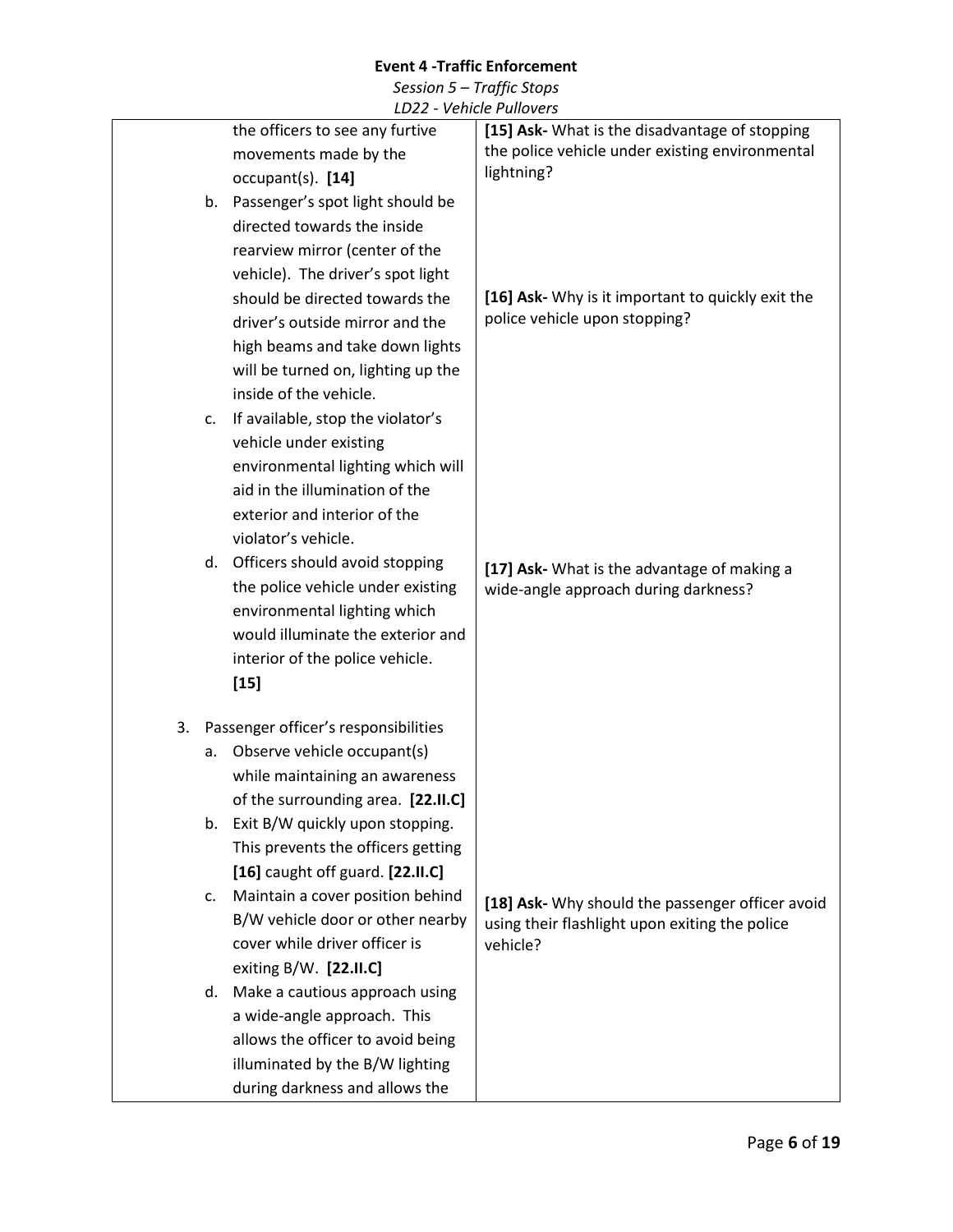| | |
|---|---|
| the officers to see any furtive movements made by the occupant(s). **[14]**<br>b. Passenger's spot light should be directed towards the inside rearview mirror (center of the vehicle). The driver's spot light should be directed towards the driver's outside mirror and the high beams and take down lights will be turned on, lighting up the inside of the vehicle.<br>c. If available, stop the violator's vehicle under existing environmental lighting which will aid in the illumination of the exterior and interior of the violator's vehicle.<br>d. Officers should avoid stopping the police vehicle under existing environmental lighting which would illuminate the exterior and interior of the police vehicle. **[15]**<br><br>3. Passenger officer's responsibilities<br>a. Observe vehicle occupant(s) while maintaining an awareness of the surrounding area. **[22.II.C]**<br>b. Exit B/W quickly upon stopping. This prevents the officers getting **[16]** caught off guard. **[22.II.C]**<br>c. Maintain a cover position behind B/W vehicle door or other nearby cover while driver officer is exiting B/W. **[22.II.C]**<br>d. Make a cautious approach using a wide-angle approach. This allows the officer to avoid being illuminated by the B/W lighting during darkness and allows the | **[15] Ask-** What is the disadvantage of stopping the police vehicle under existing environmental lightning?<br><br>**[16] Ask-** Why is it important to quickly exit the police vehicle upon stopping?<br><br>**[17] Ask-** What is the advantage of making a wide-angle approach during darkness?<br><br>**[18] Ask-** Why should the passenger officer avoid using their flashlight upon exiting the police vehicle? |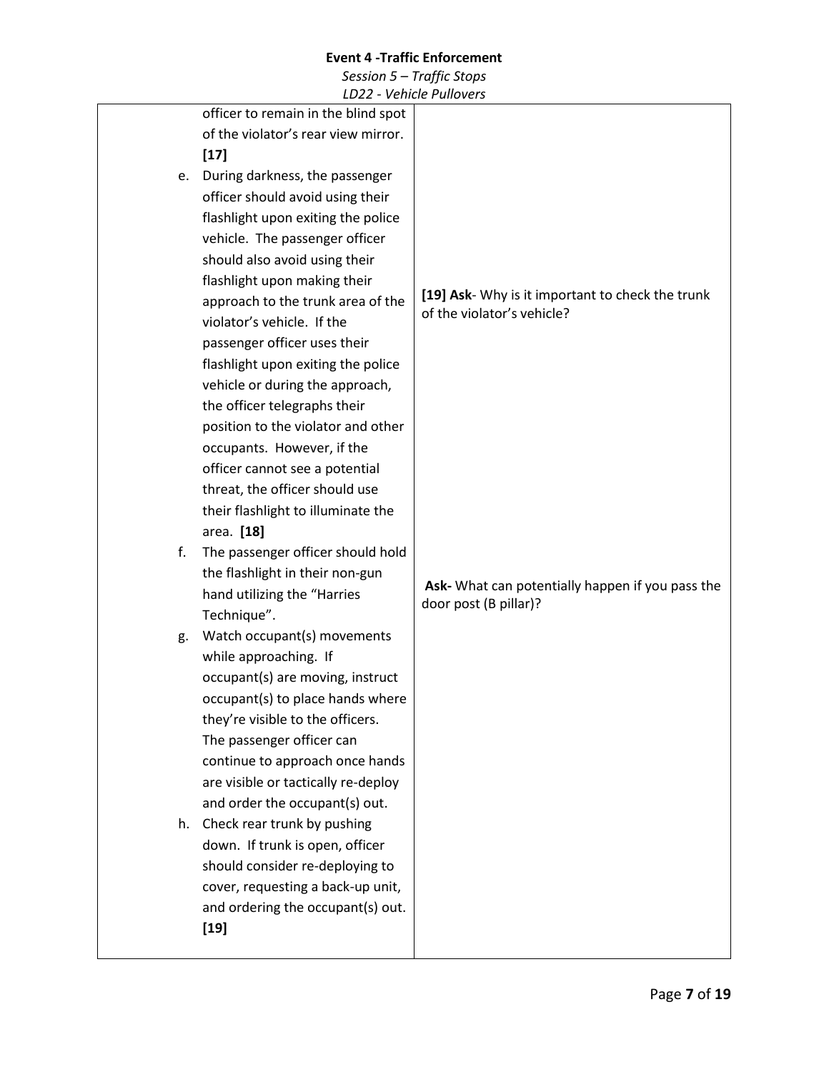| | | |
|---|---|---|
| | officer to remain in the blind spot of the violator's rear view mirror. **[17]**<br>e. During darkness, the passenger officer should avoid using their flashlight upon exiting the police vehicle. The passenger officer should also avoid using their flashlight upon making their approach to the trunk area of the violator's vehicle. If the passenger officer uses their flashlight upon exiting the police vehicle or during the approach, the officer telegraphs their position to the violator and other occupants. However, if the officer cannot see a potential threat, the officer should use their flashlight to illuminate the area. **[18]**<br>f. The passenger officer should hold the flashlight in their non-gun hand utilizing the "Harries Technique".<br>g. Watch occupant(s) movements while approaching. If occupant(s) are moving, instruct occupant(s) to place hands where they're visible to the officers. The passenger officer can continue to approach once hands are visible or tactically re-deploy and order the occupant(s) out.<br>h. Check rear trunk by pushing down. If trunk is open, officer should consider re-deploying to cover, requesting a back-up unit, and ordering the occupant(s) out. **[19]** | **[19] Ask**- Why is it important to check the trunk of the violator's vehicle?<br><br>**Ask-** What can potentially happen if you pass the door post (B pillar)? |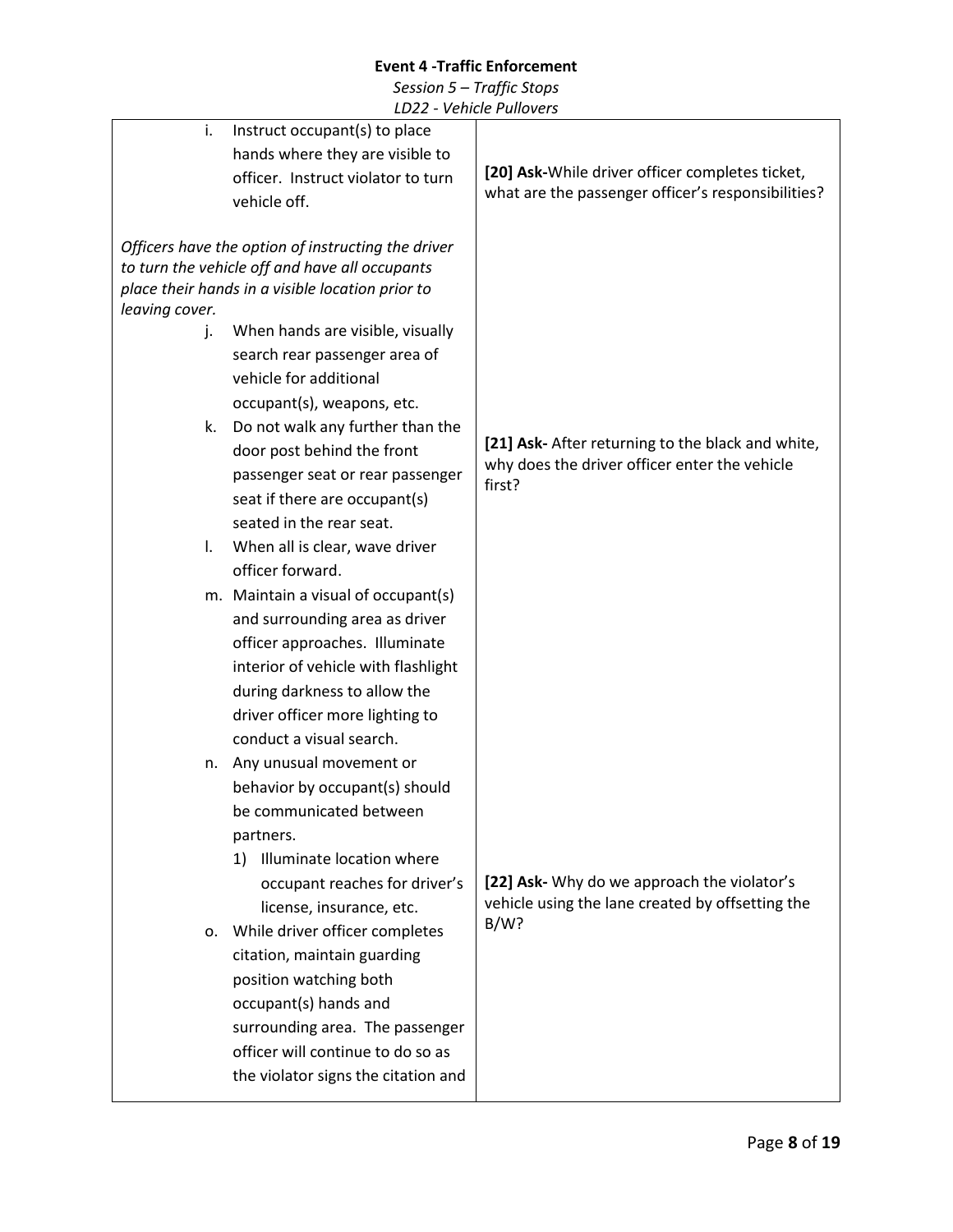**Event 4 -Traffic Enforcement**

*Session 5 – Traffic Stops*

*LD22 - Vehicle Pullovers*

| | |
|---|---|
| i. Instruct occupant(s) to place hands where they are visible to officer. Instruct violator to turn vehicle off.<br><br>*Officers have the option of instructing the driver to turn the vehicle off and have all occupants place their hands in a visible location prior to leaving cover.*<br><br>j. When hands are visible, visually search rear passenger area of vehicle for additional occupant(s), weapons, etc.<br><br>k. Do not walk any further than the door post behind the front passenger seat or rear passenger seat if there are occupant(s) seated in the rear seat.<br><br>l. When all is clear, wave driver officer forward.<br><br>m. Maintain a visual of occupant(s) and surrounding area as driver officer approaches. Illuminate interior of vehicle with flashlight during darkness to allow the driver officer more lighting to conduct a visual search.<br><br>n. Any unusual movement or behavior by occupant(s) should be communicated between partners.<br>1) Illuminate location where occupant reaches for driver's license, insurance, etc.<br><br>o. While driver officer completes citation, maintain guarding position watching both occupant(s) hands and surrounding area. The passenger officer will continue to do so as the violator signs the citation and | **[20] Ask-**While driver officer completes ticket, what are the passenger officer's responsibilities?<br><br>**[21] Ask-** After returning to the black and white, why does the driver officer enter the vehicle first?<br><br>**[22] Ask-** Why do we approach the violator's vehicle using the lane created by offsetting the B/W? |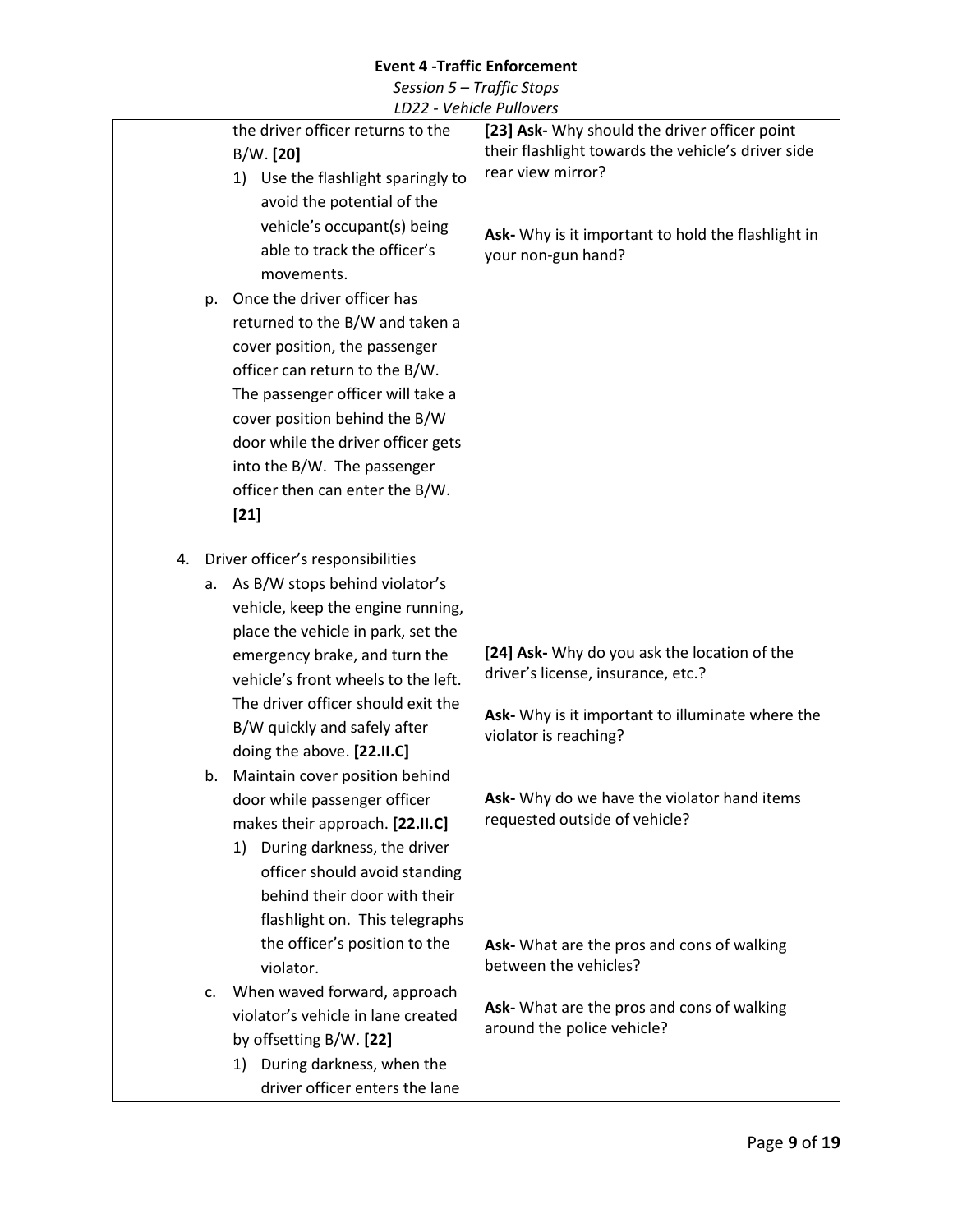| | |
|---|---|
| the driver officer returns to the B/W. **[20]**<br>1) Use the flashlight sparingly to avoid the potential of the vehicle's occupant(s) being able to track the officer's movements.<br>p. Once the driver officer has returned to the B/W and taken a cover position, the passenger officer can return to the B/W. The passenger officer will take a cover position behind the B/W door while the driver officer gets into the B/W. The passenger officer then can enter the B/W. **[21]** | **[23] Ask-** Why should the driver officer point their flashlight towards the vehicle's driver side rear view mirror?<br><br>**Ask-** Why is it important to hold the flashlight in your non-gun hand? |
| 4. Driver officer's responsibilities<br>a. As B/W stops behind violator's vehicle, keep the engine running, place the vehicle in park, set the emergency brake, and turn the vehicle's front wheels to the left. The driver officer should exit the B/W quickly and safely after doing the above. **[22.II.C]**<br>b. Maintain cover position behind door while passenger officer makes their approach. **[22.II.C]**<br>1) During darkness, the driver officer should avoid standing behind their door with their flashlight on. This telegraphs the officer's position to the violator.<br>c. When waved forward, approach violator's vehicle in lane created by offsetting B/W. **[22]**<br>1) During darkness, when the driver officer enters the lane | **[24] Ask-** Why do you ask the location of the driver's license, insurance, etc.?<br><br>**Ask-** Why is it important to illuminate where the violator is reaching?<br><br>**Ask-** Why do we have the violator hand items requested outside of vehicle?<br><br>**Ask-** What are the pros and cons of walking between the vehicles?<br><br>**Ask-** What are the pros and cons of walking around the police vehicle? |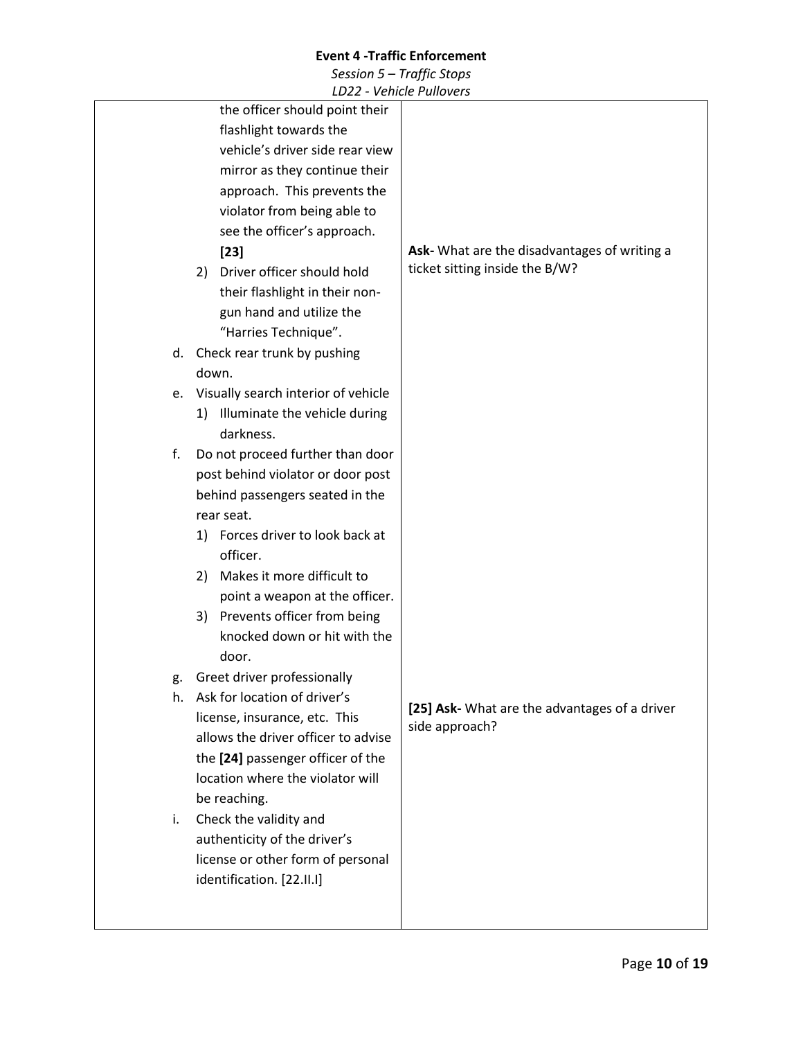| | |
|---|---|
| the officer should point their flashlight towards the vehicle's driver side rear view mirror as they continue their approach. This prevents the violator from being able to see the officer's approach. **[23]**<br>2) Driver officer should hold their flashlight in their non-gun hand and utilize the "Harries Technique".<br>d. Check rear trunk by pushing down.<br>e. Visually search interior of vehicle<br>1) Illuminate the vehicle during darkness.<br>f. Do not proceed further than door post behind violator or door post behind passengers seated in the rear seat.<br>1) Forces driver to look back at officer.<br>2) Makes it more difficult to point a weapon at the officer.<br>3) Prevents officer from being knocked down or hit with the door.<br>g. Greet driver professionally<br>h. Ask for location of driver's license, insurance, etc. This allows the driver officer to advise the **[24]** passenger officer of the location where the violator will be reaching.<br>i. Check the validity and authenticity of the driver's license or other form of personal identification. [22.II.I] | **Ask-** What are the disadvantages of writing a ticket sitting inside the B/W?<br><br>**[25] Ask-** What are the advantages of a driver side approach? |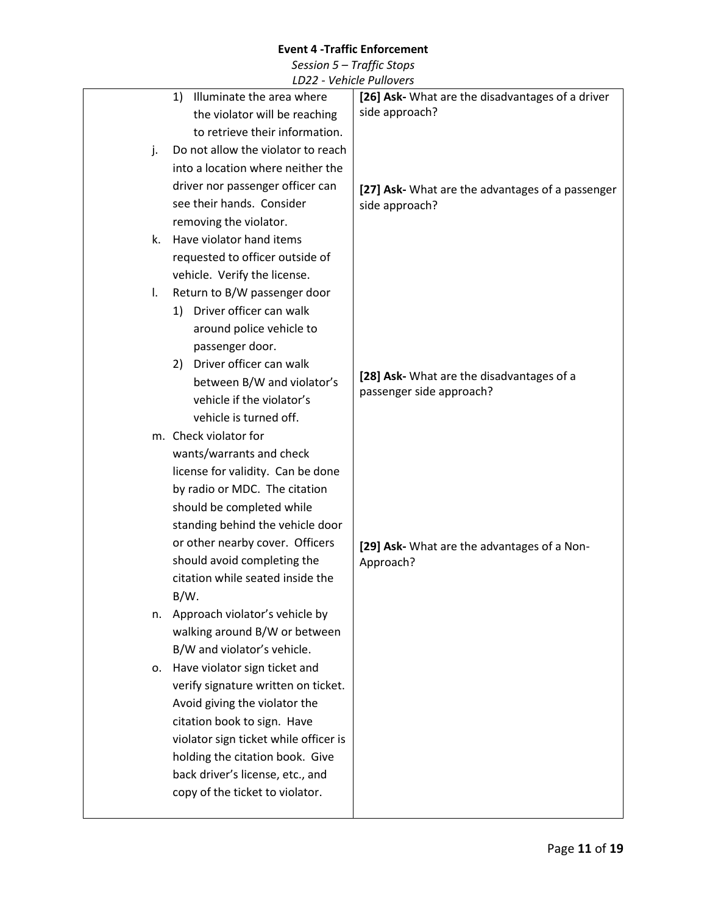| | |
|---|---|
| 1) Illuminate the area where the violator will be reaching to retrieve their information.<br>j. Do not allow the violator to reach into a location where neither the driver nor passenger officer can see their hands. Consider removing the violator.<br>k. Have violator hand items requested to officer outside of vehicle. Verify the license.<br>l. Return to B/W passenger door<br>1) Driver officer can walk around police vehicle to passenger door.<br>2) Driver officer can walk between B/W and violator's vehicle if the violator's vehicle is turned off.<br>m. Check violator for wants/warrants and check license for validity. Can be done by radio or MDC. The citation should be completed while standing behind the vehicle door or other nearby cover. Officers should avoid completing the citation while seated inside the B/W.<br>n. Approach violator's vehicle by walking around B/W or between B/W and violator's vehicle.<br>o. Have violator sign ticket and verify signature written on ticket. Avoid giving the violator the citation book to sign. Have violator sign ticket while officer is holding the citation book. Give back driver's license, etc., and copy of the ticket to violator. | **[26] Ask-** What are the disadvantages of a driver side approach?<br><br>**[27] Ask-** What are the advantages of a passenger side approach?<br><br>**[28] Ask-** What are the disadvantages of a passenger side approach?<br><br>**[29] Ask-** What are the advantages of a Non-Approach? |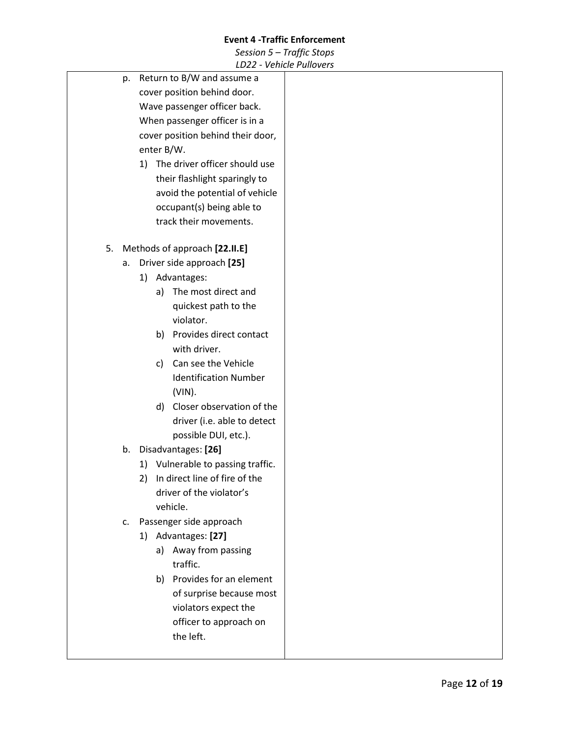p. Return to B/W and assume a cover position behind door. Wave passenger officer back. When passenger officer is in a cover position behind their door, enter B/W.
   1) The driver officer should use their flashlight sparingly to avoid the potential of vehicle occupant(s) being able to track their movements.

5. Methods of approach **[22.II.E]**
   a. Driver side approach **[25]**
      1) Advantages:
         a) The most direct and quickest path to the violator.
         b) Provides direct contact with driver.
         c) Can see the Vehicle Identification Number (VIN).
         d) Closer observation of the driver (i.e. able to detect possible DUI, etc.).
   b. Disadvantages: **[26]**
      1) Vulnerable to passing traffic.
      2) In direct line of fire of the driver of the violator's vehicle.
   c. Passenger side approach
      1) Advantages: **[27]**
         a) Away from passing traffic.
         b) Provides for an element of surprise because most violators expect the officer to approach on the left.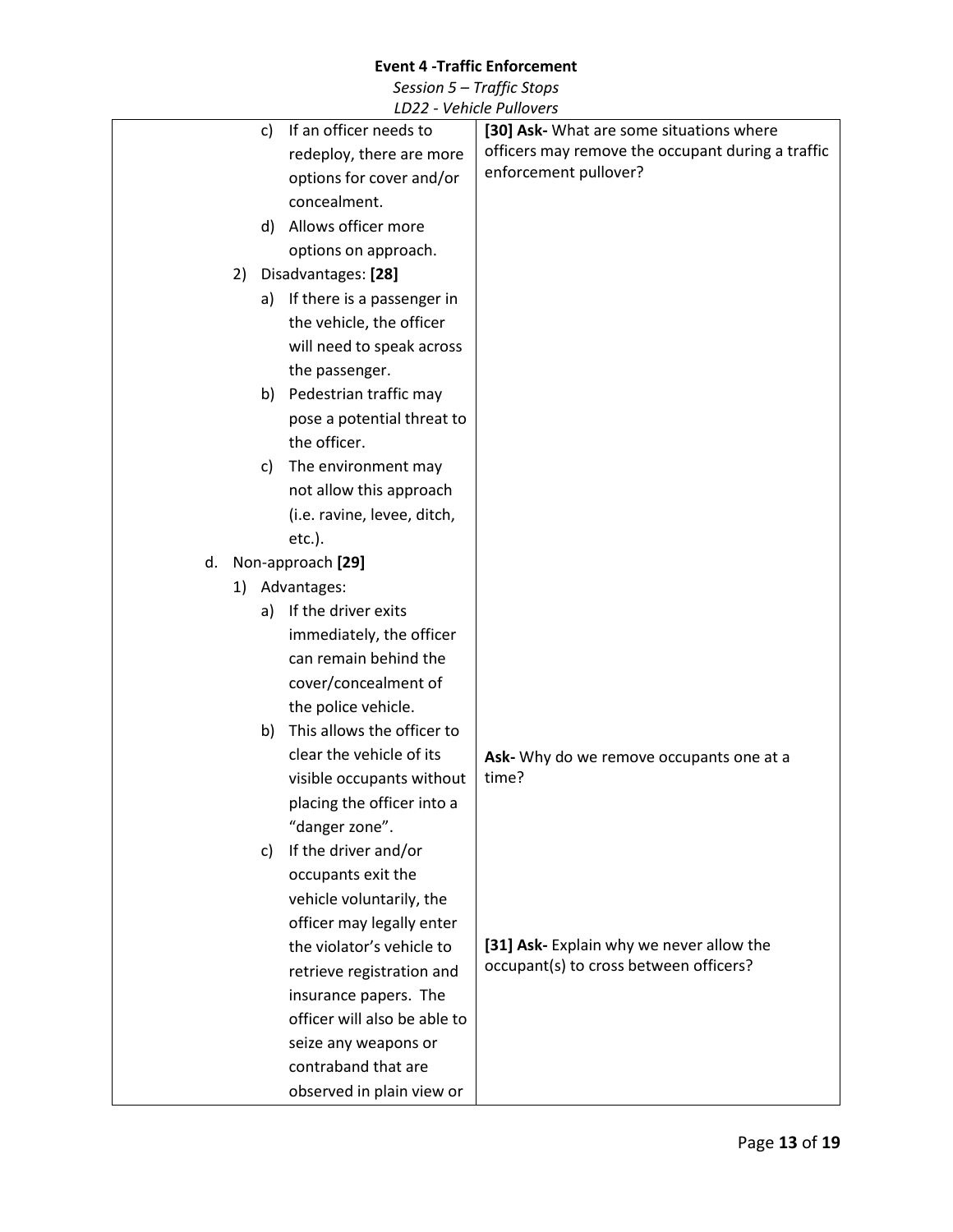| | |
|---|---|
| c) If an officer needs to redeploy, there are more options for cover and/or concealment.<br>d) Allows officer more options on approach.<br>2) Disadvantages: **[28]**<br>a) If there is a passenger in the vehicle, the officer will need to speak across the passenger.<br>b) Pedestrian traffic may pose a potential threat to the officer.<br>c) The environment may not allow this approach (i.e. ravine, levee, ditch, etc.).<br>d. Non-approach **[29]**<br>1) Advantages:<br>a) If the driver exits immediately, the officer can remain behind the cover/concealment of the police vehicle.<br>b) This allows the officer to clear the vehicle of its visible occupants without placing the officer into a "danger zone".<br>c) If the driver and/or occupants exit the vehicle voluntarily, the officer may legally enter the violator's vehicle to retrieve registration and insurance papers. The officer will also be able to seize any weapons or contraband that are observed in plain view or | **[30] Ask-** What are some situations where officers may remove the occupant during a traffic enforcement pullover?<br><br>**Ask-** Why do we remove occupants one at a time?<br><br>**[31] Ask-** Explain why we never allow the occupant(s) to cross between officers? |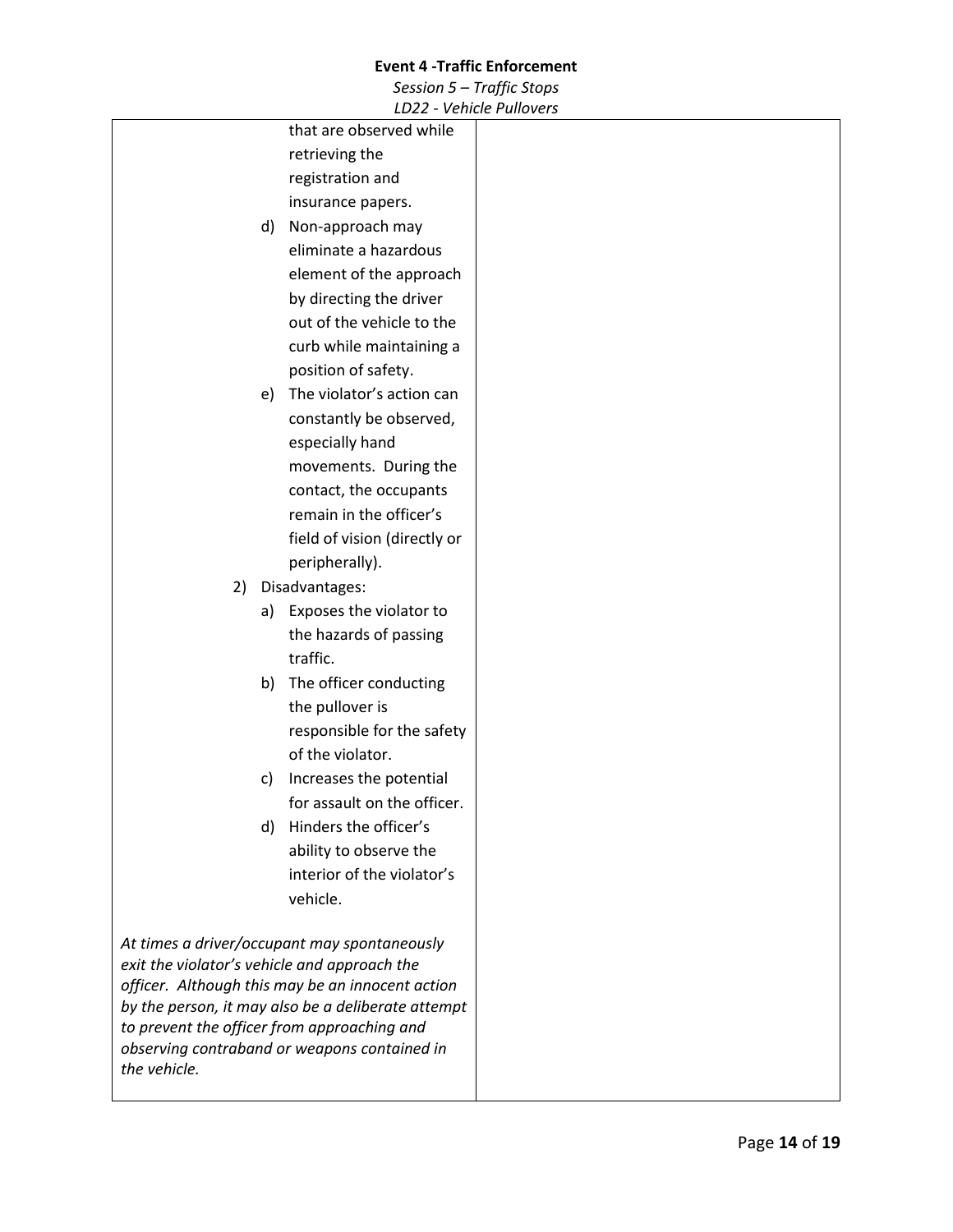that are observed while retrieving the registration and insurance papers.

d) Non-approach may eliminate a hazardous element of the approach by directing the driver out of the vehicle to the curb while maintaining a position of safety.

e) The violator's action can constantly be observed, especially hand movements. During the contact, the occupants remain in the officer's field of vision (directly or peripherally).

2) Disadvantages:

a) Exposes the violator to the hazards of passing traffic.

b) The officer conducting the pullover is responsible for the safety of the violator.

c) Increases the potential for assault on the officer.

d) Hinders the officer's ability to observe the interior of the violator's vehicle.

*At times a driver/occupant may spontaneously exit the violator's vehicle and approach the officer. Although this may be an innocent action by the person, it may also be a deliberate attempt to prevent the officer from approaching and observing contraband or weapons contained in the vehicle.*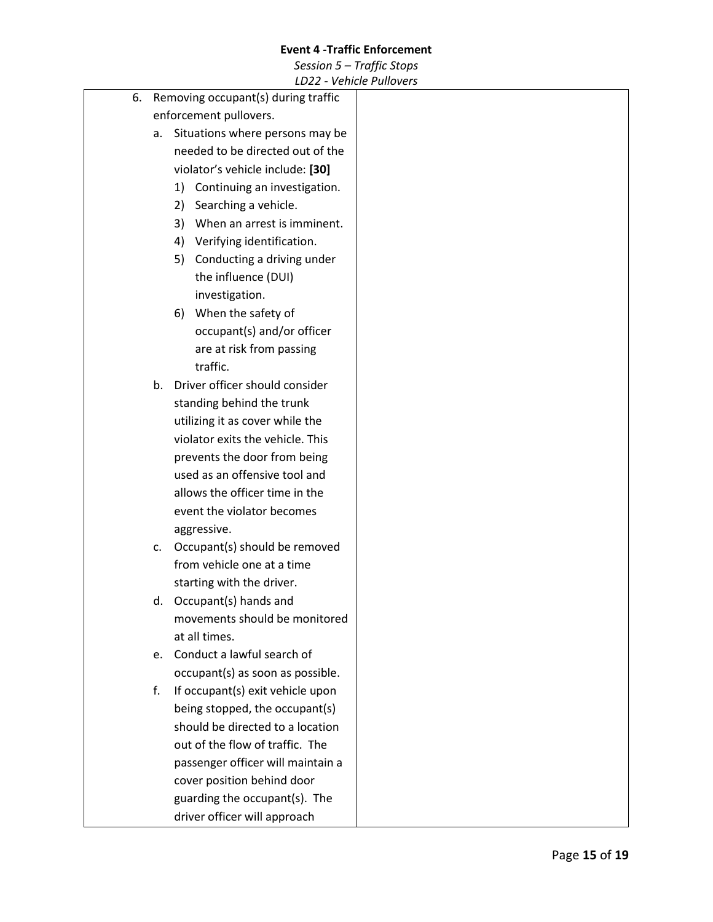| | |
|---|---|
| 6. Removing occupant(s) during traffic enforcement pullovers.<br>a. Situations where persons may be needed to be directed out of the violator's vehicle include: **[30]**<br>1) Continuing an investigation.<br>2) Searching a vehicle.<br>3) When an arrest is imminent.<br>4) Verifying identification.<br>5) Conducting a driving under the influence (DUI) investigation.<br>6) When the safety of occupant(s) and/or officer are at risk from passing traffic.<br>b. Driver officer should consider standing behind the trunk utilizing it as cover while the violator exits the vehicle. This prevents the door from being used as an offensive tool and allows the officer time in the event the violator becomes aggressive.<br>c. Occupant(s) should be removed from vehicle one at a time starting with the driver.<br>d. Occupant(s) hands and movements should be monitored at all times.<br>e. Conduct a lawful search of occupant(s) as soon as possible.<br>f. If occupant(s) exit vehicle upon being stopped, the occupant(s) should be directed to a location out of the flow of traffic. The passenger officer will maintain a cover position behind door guarding the occupant(s). The driver officer will approach | |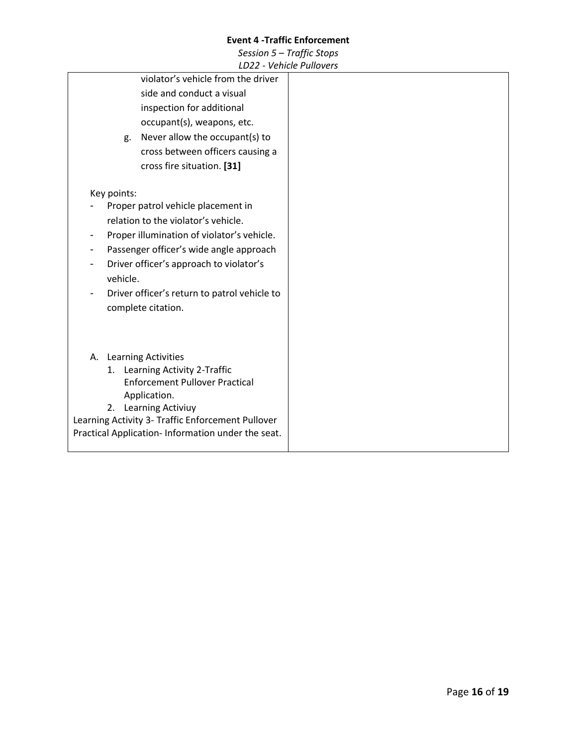| | |
|---|---|
| violator's vehicle from the driver side and conduct a visual inspection for additional occupant(s), weapons, etc.<br>g. Never allow the occupant(s) to cross between officers causing a cross fire situation. **[31]**<br><br>Key points:<br>- Proper patrol vehicle placement in relation to the violator's vehicle.<br>- Proper illumination of violator's vehicle.<br>- Passenger officer's wide angle approach<br>- Driver officer's approach to violator's vehicle.<br>- Driver officer's return to patrol vehicle to complete citation.<br><br>A. Learning Activities<br>1. Learning Activity 2-Traffic Enforcement Pullover Practical Application.<br>2. Learning Activiuy<br>Learning Activity 3- Traffic Enforcement Pullover Practical Application- Information under the seat. | |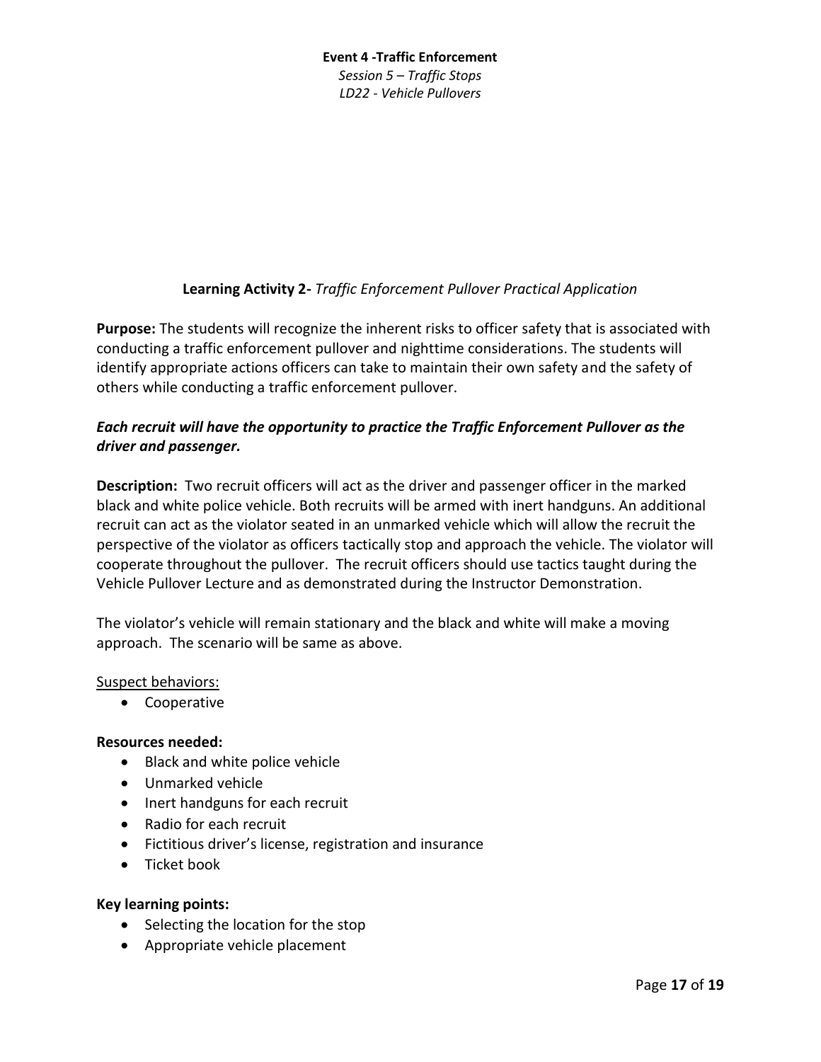**Event 4 -Traffic Enforcement**
*Session 5 – Traffic Stops*
*LD22 - Vehicle Pullovers*

## Learning Activity 2- *Traffic Enforcement Pullover Practical Application*

**Purpose:** The students will recognize the inherent risks to officer safety that is associated with conducting a traffic enforcement pullover and nighttime considerations. The students will identify appropriate actions officers can take to maintain their own safety and the safety of others while conducting a traffic enforcement pullover.

***Each recruit will have the opportunity to practice the Traffic Enforcement Pullover as the driver and passenger.***

**Description:** Two recruit officers will act as the driver and passenger officer in the marked black and white police vehicle. Both recruits will be armed with inert handguns. An additional recruit can act as the violator seated in an unmarked vehicle which will allow the recruit the perspective of the violator as officers tactically stop and approach the vehicle. The violator will cooperate throughout the pullover. The recruit officers should use tactics taught during the Vehicle Pullover Lecture and as demonstrated during the Instructor Demonstration.

The violator's vehicle will remain stationary and the black and white will make a moving approach. The scenario will be same as above.

<u>Suspect behaviors:</u>

- Cooperative

**Resources needed:**

- Black and white police vehicle
- Unmarked vehicle
- Inert handguns for each recruit
- Radio for each recruit
- Fictitious driver's license, registration and insurance
- Ticket book

**Key learning points:**

- Selecting the location for the stop
- Appropriate vehicle placement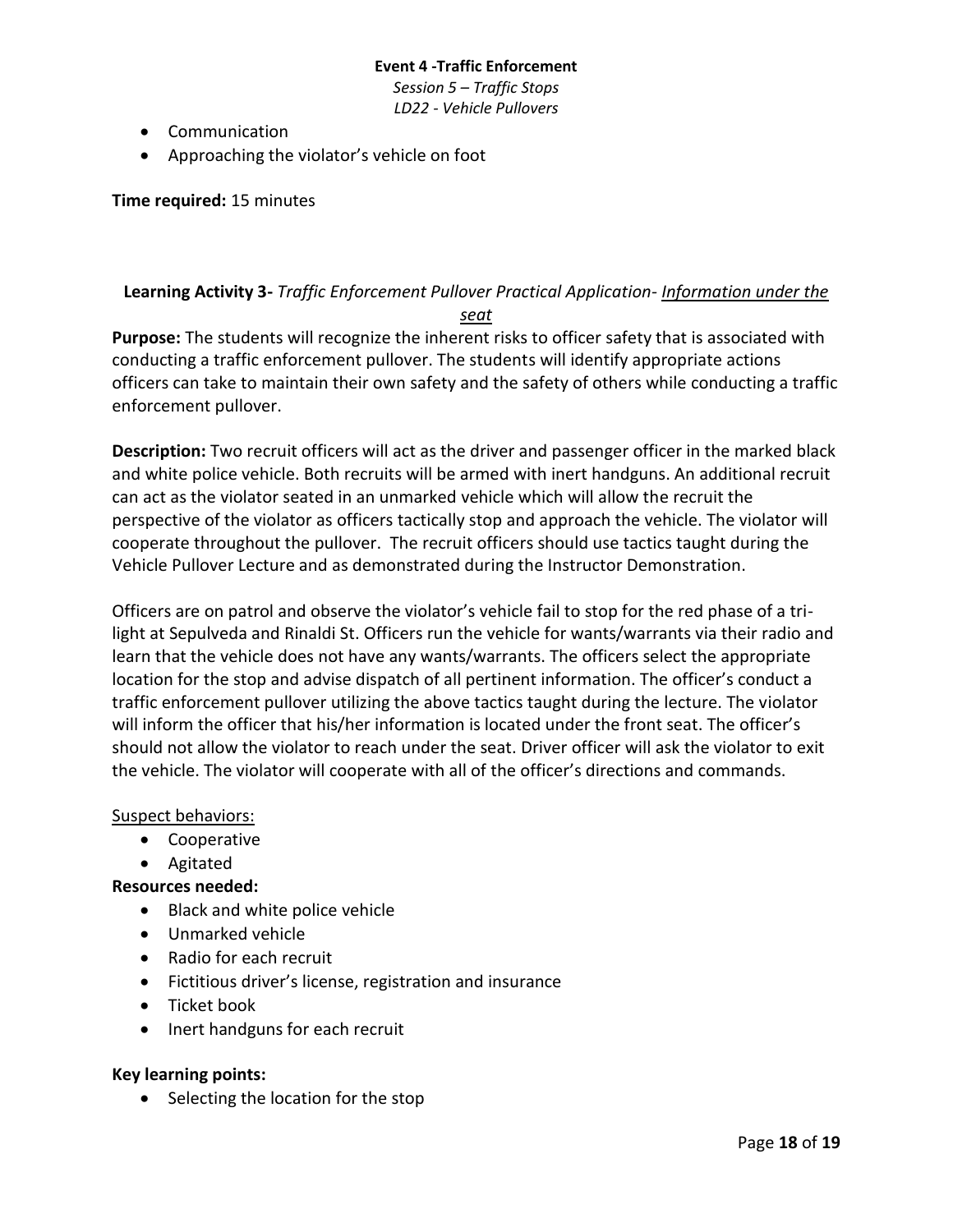- Communication
- Approaching the violator's vehicle on foot

**Time required:** 15 minutes

**Learning Activity 3-** *Traffic Enforcement Pullover Practical Application- <u>Information under the seat</u>*

**Purpose:** The students will recognize the inherent risks to officer safety that is associated with conducting a traffic enforcement pullover. The students will identify appropriate actions officers can take to maintain their own safety and the safety of others while conducting a traffic enforcement pullover.

**Description:** Two recruit officers will act as the driver and passenger officer in the marked black and white police vehicle. Both recruits will be armed with inert handguns. An additional recruit can act as the violator seated in an unmarked vehicle which will allow the recruit the perspective of the violator as officers tactically stop and approach the vehicle. The violator will cooperate throughout the pullover. The recruit officers should use tactics taught during the Vehicle Pullover Lecture and as demonstrated during the Instructor Demonstration.

Officers are on patrol and observe the violator's vehicle fail to stop for the red phase of a tri-light at Sepulveda and Rinaldi St. Officers run the vehicle for wants/warrants via their radio and learn that the vehicle does not have any wants/warrants. The officers select the appropriate location for the stop and advise dispatch of all pertinent information. The officer's conduct a traffic enforcement pullover utilizing the above tactics taught during the lecture. The violator will inform the officer that his/her information is located under the front seat. The officer's should not allow the violator to reach under the seat. Driver officer will ask the violator to exit the vehicle. The violator will cooperate with all of the officer's directions and commands.

<u>Suspect behaviors:</u>

- Cooperative
- Agitated

**Resources needed:**

- Black and white police vehicle
- Unmarked vehicle
- Radio for each recruit
- Fictitious driver's license, registration and insurance
- Ticket book
- Inert handguns for each recruit

**Key learning points:**

- Selecting the location for the stop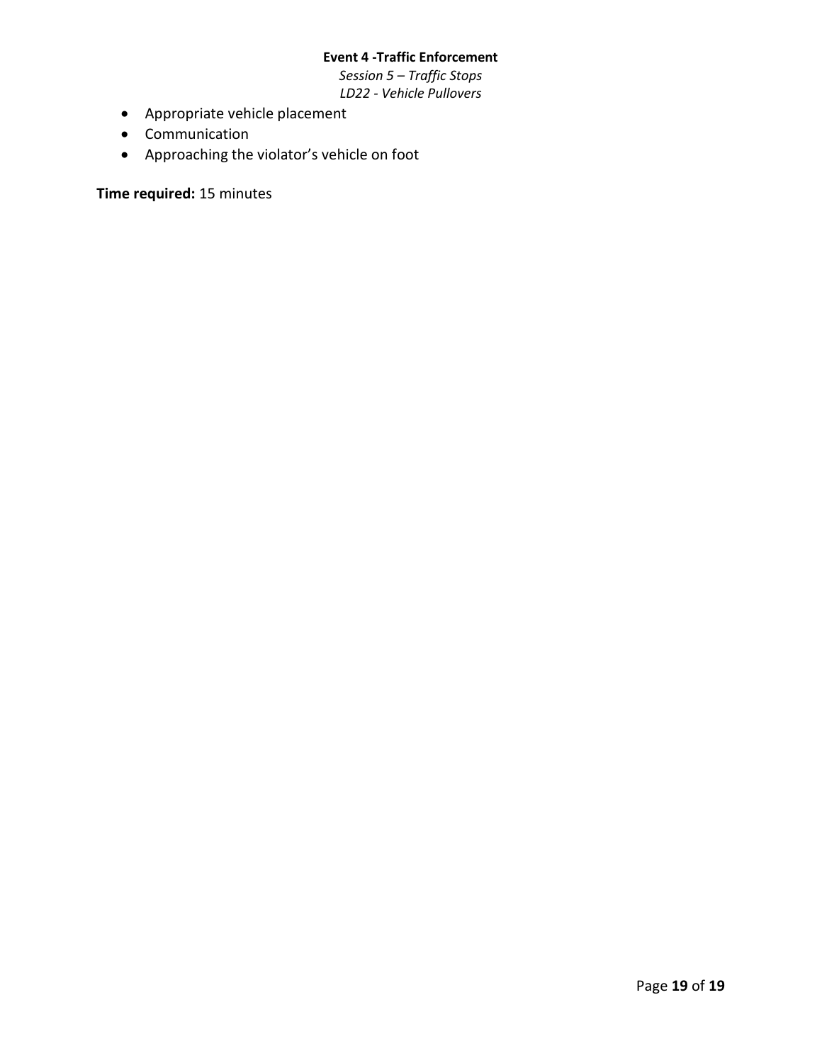- Appropriate vehicle placement
- Communication
- Approaching the violator's vehicle on foot

**Time required:** 15 minutes